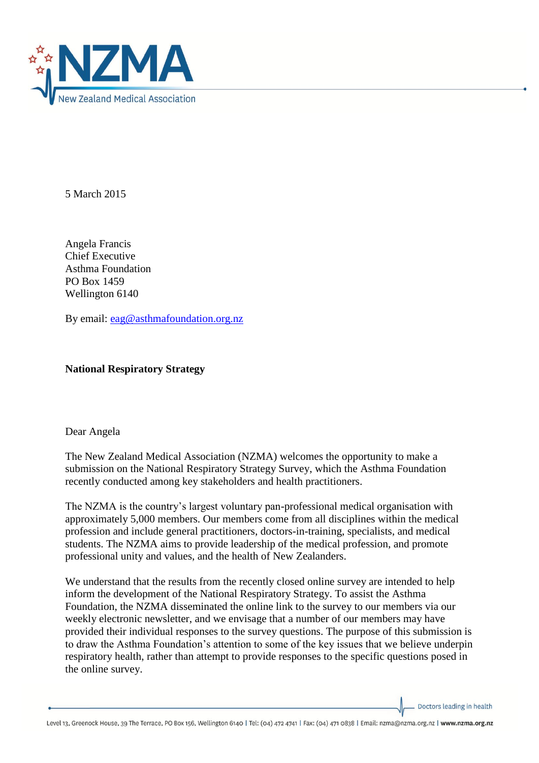5 March 2015

Angela Francis
Chief Executive
Asthma Foundation
PO Box 1459
Wellington 6140

By email: eag@asthmafoundation.org.nz

**National Respiratory Strategy**

Dear Angela

The New Zealand Medical Association (NZMA) welcomes the opportunity to make a submission on the National Respiratory Strategy Survey, which the Asthma Foundation recently conducted among key stakeholders and health practitioners.

The NZMA is the country's largest voluntary pan-professional medical organisation with approximately 5,000 members. Our members come from all disciplines within the medical profession and include general practitioners, doctors-in-training, specialists, and medical students. The NZMA aims to provide leadership of the medical profession, and promote professional unity and values, and the health of New Zealanders.

We understand that the results from the recently closed online survey are intended to help inform the development of the National Respiratory Strategy. To assist the Asthma Foundation, the NZMA disseminated the online link to the survey to our members via our weekly electronic newsletter, and we envisage that a number of our members may have provided their individual responses to the survey questions. The purpose of this submission is to draw the Asthma Foundation's attention to some of the key issues that we believe underpin respiratory health, rather than attempt to provide responses to the specific questions posed in the online survey.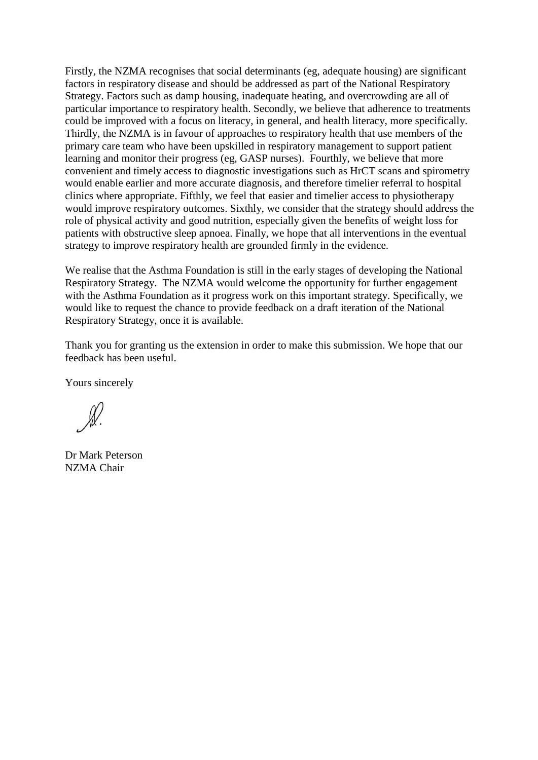Firstly, the NZMA recognises that social determinants (eg, adequate housing) are significant factors in respiratory disease and should be addressed as part of the National Respiratory Strategy. Factors such as damp housing, inadequate heating, and overcrowding are all of particular importance to respiratory health. Secondly, we believe that adherence to treatments could be improved with a focus on literacy, in general, and health literacy, more specifically. Thirdly, the NZMA is in favour of approaches to respiratory health that use members of the primary care team who have been upskilled in respiratory management to support patient learning and monitor their progress (eg, GASP nurses). Fourthly, we believe that more convenient and timely access to diagnostic investigations such as HrCT scans and spirometry would enable earlier and more accurate diagnosis, and therefore timelier referral to hospital clinics where appropriate. Fifthly, we feel that easier and timelier access to physiotherapy would improve respiratory outcomes. Sixthly, we consider that the strategy should address the role of physical activity and good nutrition, especially given the benefits of weight loss for patients with obstructive sleep apnoea. Finally, we hope that all interventions in the eventual strategy to improve respiratory health are grounded firmly in the evidence.

We realise that the Asthma Foundation is still in the early stages of developing the National Respiratory Strategy. The NZMA would welcome the opportunity for further engagement with the Asthma Foundation as it progress work on this important strategy. Specifically, we would like to request the chance to provide feedback on a draft iteration of the National Respiratory Strategy, once it is available.

Thank you for granting us the extension in order to make this submission. We hope that our feedback has been useful.

Yours sincerely

Dr Mark Peterson
NZMA Chair